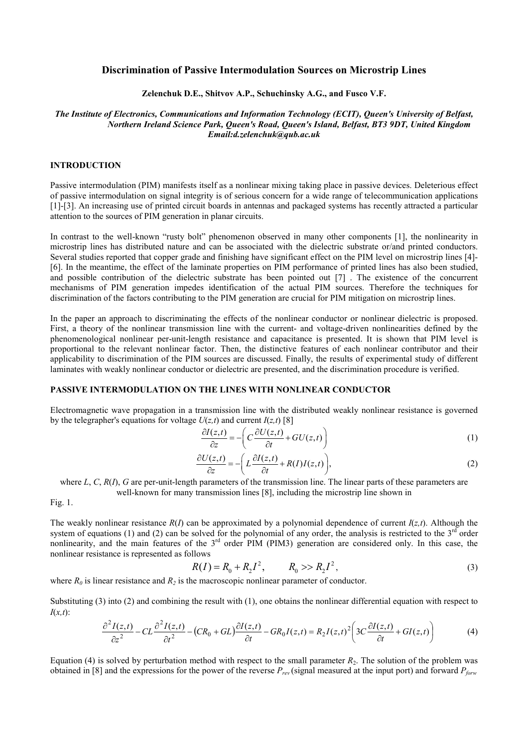# Discrimination of Passive Intermodulation Sources on Microstrip Lines

**Zelenchuk D.E., Shitvov A.P., Schuchinsky A.G., and Fusco V.F.**

*The Institute of Electronics, Communications and Information Technology (ECIT), Queen's University of Belfast, Northern Ireland Science Park, Queen's Road, Queen's Island, Belfast, BT3 9DT, United Kingdom*
*Email:d.zelenchuk@qub.ac.uk*

## INTRODUCTION

Passive intermodulation (PIM) manifests itself as a nonlinear mixing taking place in passive devices. Deleterious effect of passive intermodulation on signal integrity is of serious concern for a wide range of telecommunication applications [1]-[3]. An increasing use of printed circuit boards in antennas and packaged systems has recently attracted a particular attention to the sources of PIM generation in planar circuits.

In contrast to the well-known "rusty bolt" phenomenon observed in many other components [1], the nonlinearity in microstrip lines has distributed nature and can be associated with the dielectric substrate or/and printed conductors. Several studies reported that copper grade and finishing have significant effect on the PIM level on microstrip lines [4]-[6]. In the meantime, the effect of the laminate properties on PIM performance of printed lines has also been studied, and possible contribution of the dielectric substrate has been pointed out [7] . The existence of the concurrent mechanisms of PIM generation impedes identification of the actual PIM sources. Therefore the techniques for discrimination of the factors contributing to the PIM generation are crucial for PIM mitigation on microstrip lines.

In the paper an approach to discriminating the effects of the nonlinear conductor or nonlinear dielectric is proposed. First, a theory of the nonlinear transmission line with the current- and voltage-driven nonlinearities defined by the phenomenological nonlinear per-unit-length resistance and capacitance is presented. It is shown that PIM level is proportional to the relevant nonlinear factor. Then, the distinctive features of each nonlinear contributor and their applicability to discrimination of the PIM sources are discussed. Finally, the results of experimental study of different laminates with weakly nonlinear conductor or dielectric are presented, and the discrimination procedure is verified.

## PASSIVE INTERMODULATION ON THE LINES WITH NONLINEAR CONDUCTOR

Electromagnetic wave propagation in a transmission line with the distributed weakly nonlinear resistance is governed by the telegrapher's equations for voltage $U(z,t)$ and current $I(z,t)$ [8]

$$\frac{\partial I(z,t)}{\partial z} = -\left( C\frac{\partial U(z,t)}{\partial t} + GU(z,t) \right) \tag{1}$$

$$\frac{\partial U(z,t)}{\partial z} = -\left( L\frac{\partial I(z,t)}{\partial t} + R(I)I(z,t) \right), \tag{2}$$

where $L$, $C$, $R(I)$, $G$ are per-unit-length parameters of the transmission line. The linear parts of these parameters are well-known for many transmission lines [8], including the microstrip line shown in Fig. 1.

The weakly nonlinear resistance $R(I)$ can be approximated by a polynomial dependence of current $I(z,t)$. Although the system of equations (1) and (2) can be solved for the polynomial of any order, the analysis is restricted to the 3rd order nonlinearity, and the main features of the 3rd order PIM (PIM3) generation are considered only. In this case, the nonlinear resistance is represented as follows

$$R(I) = R_0 + R_2 I^2, \qquad R_0 >> R_2 I^2, \tag{3}$$

where $R_0$ is linear resistance and $R_2$ is the macroscopic nonlinear parameter of conductor.

Substituting (3) into (2) and combining the result with (1), one obtains the nonlinear differential equation with respect to $I(x,t)$:

$$\frac{\partial^2 I(z,t)}{\partial z^2} - CL\frac{\partial^2 I(z,t)}{\partial t^2} - \left(CR_0 + GL\right)\frac{\partial I(z,t)}{\partial t} - GR_0 I(z,t) = R_2 I(z,t)^2 \left( 3C\frac{\partial I(z,t)}{\partial t} + GI(z,t) \right) \tag{4}$$

Equation (4) is solved by perturbation method with respect to the small parameter $R_2$. The solution of the problem was obtained in [8] and the expressions for the power of the reverse $P_{rev}$ (signal measured at the input port) and forward $P_{forw}$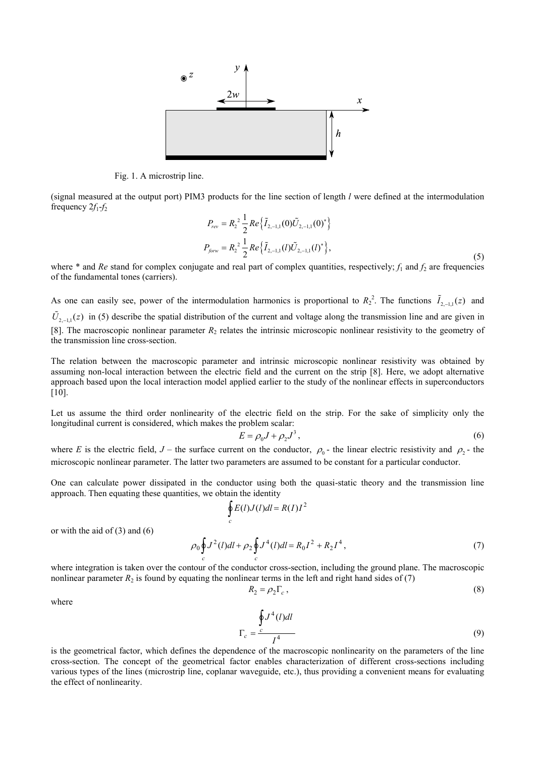Fig. 1. A microstrip line.

(signal measured at the output port) PIM3 products for the line section of length $l$ were defined at the intermodulation frequency $2f_1$-$f_2$

$$P_{rev} = R_2^{\,2}\frac{1}{2}Re\left\{\tilde{I}_{2,-1,1}(0)\tilde{U}_{2,-1,1}(0)^*\right\}$$
$$P_{forw} = R_2^{\,2}\frac{1}{2}Re\left\{\tilde{I}_{2,-1,1}(l)\tilde{U}_{2,-1,1}(l)^*\right\}, \tag{5}$$

where * and $Re$ stand for complex conjugate and real part of complex quantities, respectively; $f_1$ and $f_2$ are frequencies of the fundamental tones (carriers).

As one can easily see, power of the intermodulation harmonics is proportional to $R_2^2$. The functions $\tilde{I}_{2,-1,1}(z)$ and $\tilde{U}_{2,-1,1}(z)$ in (5) describe the spatial distribution of the current and voltage along the transmission line and are given in [8]. The macroscopic nonlinear parameter $R_2$ relates the intrinsic microscopic nonlinear resistivity to the geometry of the transmission line cross-section.

The relation between the macroscopic parameter and intrinsic microscopic nonlinear resistivity was obtained by assuming non-local interaction between the electric field and the current on the strip [8]. Here, we adopt alternative approach based upon the local interaction model applied earlier to the study of the nonlinear effects in superconductors [10].

Let us assume the third order nonlinearity of the electric field on the strip. For the sake of simplicity only the longitudinal current is considered, which makes the problem scalar:

$$E = \rho_0 J + \rho_2 J^3, \tag{6}$$

where $E$ is the electric field, $J$ – the surface current on the conductor, $\rho_0$ - the linear electric resistivity and $\rho_2$ - the microscopic nonlinear parameter. The latter two parameters are assumed to be constant for a particular conductor.

One can calculate power dissipated in the conductor using both the quasi-static theory and the transmission line approach. Then equating these quantities, we obtain the identity

$$\oint_c E(l)J(l)dl = R(I)I^2$$

or with the aid of (3) and (6)

$$\rho_0\oint_c J^2(l)dl + \rho_2\oint_c J^4(l)dl = R_0 I^2 + R_2 I^4, \tag{7}$$

where integration is taken over the contour of the conductor cross-section, including the ground plane. The macroscopic nonlinear parameter $R_2$ is found by equating the nonlinear terms in the left and right hand sides of (7)

$$R_2 = \rho_2 \Gamma_c, \tag{8}$$

where

$$\Gamma_c = \frac{\oint_c J^4(l)dl}{I^4} \tag{9}$$

is the geometrical factor, which defines the dependence of the macroscopic nonlinearity on the parameters of the line cross-section. The concept of the geometrical factor enables characterization of different cross-sections including various types of the lines (microstrip line, coplanar waveguide, etc.), thus providing a convenient means for evaluating the effect of nonlinearity.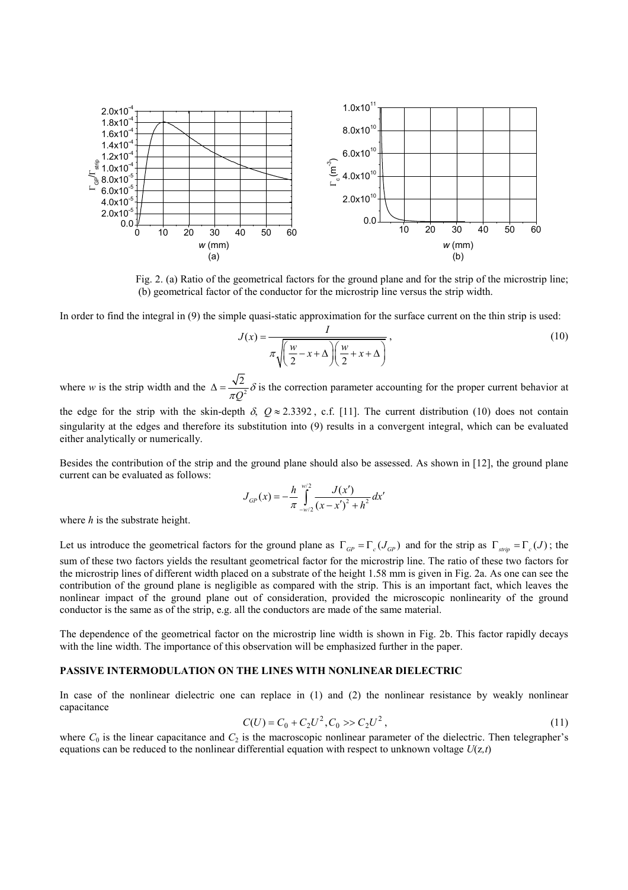Fig. 2. (a) Ratio of the geometrical factors for the ground plane and for the strip of the microstrip line; (b) geometrical factor of the conductor for the microstrip line versus the strip width.

In order to find the integral in (9) the simple quasi-static approximation for the surface current on the thin strip is used:

$$J(x) = \frac{I}{\pi\sqrt{\left(\frac{w}{2} - x + \Delta\right)\left(\frac{w}{2} + x + \Delta\right)}}, \tag{10}$$

where $w$ is the strip width and the $\Delta = \frac{\sqrt{2}}{\pi Q^2}\delta$ is the correction parameter accounting for the proper current behavior at the edge for the strip with the skin-depth $\delta$, $Q \approx 2.3392$, c.f. [11]. The current distribution (10) does not contain singularity at the edges and therefore its substitution into (9) results in a convergent integral, which can be evaluated either analytically or numerically.

Besides the contribution of the strip and the ground plane should also be assessed. As shown in [12], the ground plane current can be evaluated as follows:

$$J_{GP}(x) = -\frac{h}{\pi}\int_{-w/2}^{w/2} \frac{J(x')}{(x - x')^2 + h^2} dx'$$

where $h$ is the substrate height.

Let us introduce the geometrical factors for the ground plane as $\Gamma_{GP} = \Gamma_c(J_{GP})$ and for the strip as $\Gamma_{strip} = \Gamma_c(J)$; the sum of these two factors yields the resultant geometrical factor for the microstrip line. The ratio of these two factors for the microstrip lines of different width placed on a substrate of the height 1.58 mm is given in Fig. 2a. As one can see the contribution of the ground plane is negligible as compared with the strip. This is an important fact, which leaves the nonlinear impact of the ground plane out of consideration, provided the microscopic nonlinearity of the ground conductor is the same as of the strip, e.g. all the conductors are made of the same material.

The dependence of the geometrical factor on the microstrip line width is shown in Fig. 2b. This factor rapidly decays with the line width. The importance of this observation will be emphasized further in the paper.

## PASSIVE INTERMODULATION ON THE LINES WITH NONLINEAR DIELECTRIC

In case of the nonlinear dielectric one can replace in (1) and (2) the nonlinear resistance by weakly nonlinear capacitance

$$C(U) = C_0 + C_2U^2, C_0 >> C_2U^2, \tag{11}$$

where $C_0$ is the linear capacitance and $C_2$ is the macroscopic nonlinear parameter of the dielectric. Then telegrapher's equations can be reduced to the nonlinear differential equation with respect to unknown voltage $U(z,t)$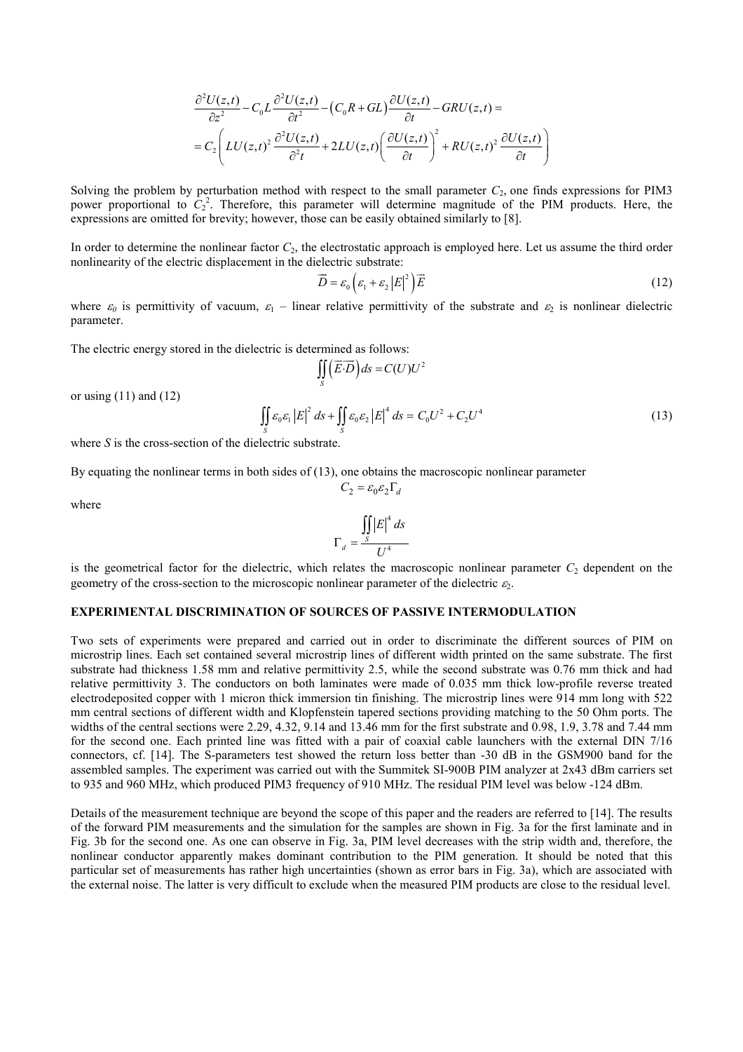$$\frac{\partial^2 U(z,t)}{\partial z^2} - C_0 L \frac{\partial^2 U(z,t)}{\partial t^2} - \left(C_0 R + GL\right)\frac{\partial U(z,t)}{\partial t} - GRU(z,t) =$$
$$= C_2 \left( LU(z,t)^2 \frac{\partial^2 U(z,t)}{\partial^2 t} + 2LU(z,t)\left(\frac{\partial U(z,t)}{\partial t}\right)^2 + RU(z,t)^2 \frac{\partial U(z,t)}{\partial t} \right)$$

Solving the problem by perturbation method with respect to the small parameter $C_2$, one finds expressions for PIM3 power proportional to $C_2^2$. Therefore, this parameter will determine magnitude of the PIM products. Here, the expressions are omitted for brevity; however, those can be easily obtained similarly to [8].

In order to determine the nonlinear factor $C_2$, the electrostatic approach is employed here. Let us assume the third order nonlinearity of the electric displacement in the dielectric substrate:

$$\vec{D} = \varepsilon_0 \left( \varepsilon_1 + \varepsilon_2 \left|E\right|^2 \right) \vec{E} \tag{12}$$

where $\varepsilon_0$ is permittivity of vacuum, $\varepsilon_1$ – linear relative permittivity of the substrate and $\varepsilon_2$ is nonlinear dielectric parameter.

The electric energy stored in the dielectric is determined as follows:

$$\iint\limits_S \left( \vec{E} \cdot \vec{D} \right) ds = C(U) U^2$$

or using (11) and (12)

$$\iint\limits_S \varepsilon_0 \varepsilon_1 \left|E\right|^2 ds + \iint\limits_S \varepsilon_0 \varepsilon_2 \left|E\right|^4 ds = C_0 U^2 + C_2 U^4 \tag{13}$$

where $S$ is the cross-section of the dielectric substrate.

By equating the nonlinear terms in both sides of (13), one obtains the macroscopic nonlinear parameter

$$C_2 = \varepsilon_0 \varepsilon_2 \Gamma_d$$

where

$$\Gamma_d = \frac{\iint\limits_S \left|E\right|^4 ds}{U^4}$$

is the geometrical factor for the dielectric, which relates the macroscopic nonlinear parameter $C_2$ dependent on the geometry of the cross-section to the microscopic nonlinear parameter of the dielectric $\varepsilon_2$.

## EXPERIMENTAL DISCRIMINATION OF SOURCES OF PASSIVE INTERMODULATION

Two sets of experiments were prepared and carried out in order to discriminate the different sources of PIM on microstrip lines. Each set contained several microstrip lines of different width printed on the same substrate. The first substrate had thickness 1.58 mm and relative permittivity 2.5, while the second substrate was 0.76 mm thick and had relative permittivity 3. The conductors on both laminates were made of 0.035 mm thick low-profile reverse treated electrodeposited copper with 1 micron thick immersion tin finishing. The microstrip lines were 914 mm long with 522 mm central sections of different width and Klopfenstein tapered sections providing matching to the 50 Ohm ports. The widths of the central sections were 2.29, 4.32, 9.14 and 13.46 mm for the first substrate and 0.98, 1.9, 3.78 and 7.44 mm for the second one. Each printed line was fitted with a pair of coaxial cable launchers with the external DIN 7/16 connectors, cf. [14]. The S-parameters test showed the return loss better than -30 dB in the GSM900 band for the assembled samples. The experiment was carried out with the Summitek SI-900B PIM analyzer at 2x43 dBm carriers set to 935 and 960 MHz, which produced PIM3 frequency of 910 MHz. The residual PIM level was below -124 dBm.

Details of the measurement technique are beyond the scope of this paper and the readers are referred to [14]. The results of the forward PIM measurements and the simulation for the samples are shown in Fig. 3a for the first laminate and Fig. 3b for the second one. As one can observe in Fig. 3a, PIM level decreases with the strip width and, therefore, the nonlinear conductor apparently makes dominant contribution to the PIM generation. It should be noted that this particular set of measurements has rather high uncertainties (shown as error bars in Fig. 3a), which are associated with the external noise. The latter is very difficult to exclude when the measured PIM products are close to the residual level.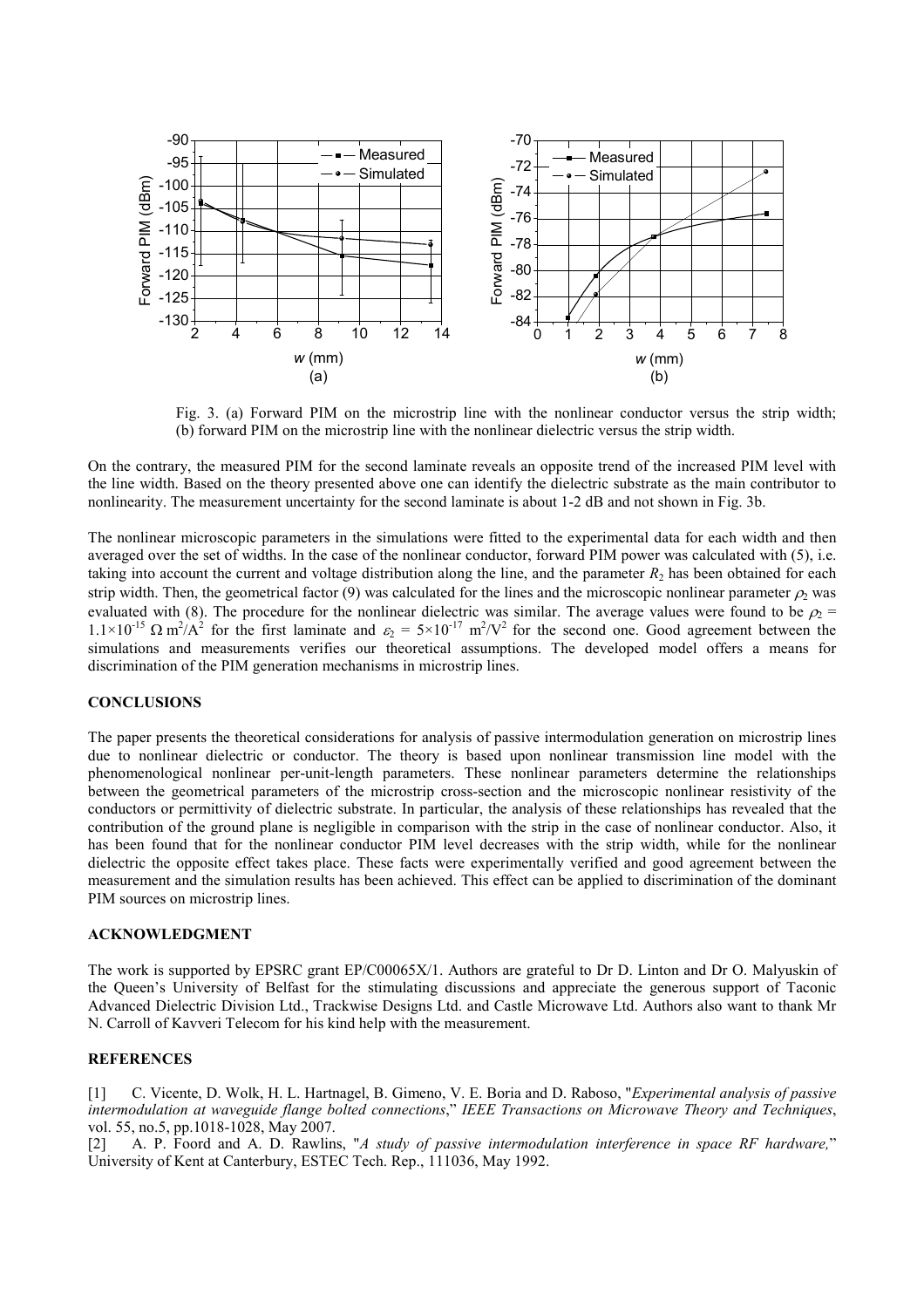Fig. 3. (a) Forward PIM on the microstrip line with the nonlinear conductor versus the strip width; (b) forward PIM on the microstrip line with the nonlinear dielectric versus the strip width.

On the contrary, the measured PIM for the second laminate reveals an opposite trend of the increased PIM level with the line width. Based on the theory presented above one can identify the dielectric substrate as the main contributor to nonlinearity. The measurement uncertainty for the second laminate is about 1-2 dB and not shown in Fig. 3b.

The nonlinear microscopic parameters in the simulations were fitted to the experimental data for each width and then averaged over the set of widths. In the case of the nonlinear conductor, forward PIM power was calculated with (5), i.e. taking into account the current and voltage distribution along the line, and the parameter $R_2$ has been obtained for each strip width. Then, the geometrical factor (9) was calculated for the lines and the microscopic nonlinear parameter $\rho_2$ was evaluated with (8). The procedure for the nonlinear dielectric was similar. The average values were found to be $\rho_2 = 1.1\times10^{-15}\ \Omega\ m^2/A^2$ for the first laminate and $\varepsilon_2 = 5\times10^{-17}\ m^2/V^2$ for the second one. Good agreement between the simulations and measurements verifies our theoretical assumptions. The developed model offers a means for discrimination of the PIM generation mechanisms in microstrip lines.

## CONCLUSIONS

The paper presents the theoretical considerations for analysis of passive intermodulation generation on microstrip lines due to nonlinear dielectric or conductor. The theory is based upon nonlinear transmission line model with the phenomenological nonlinear per-unit-length parameters. These nonlinear parameters determine the relationships between the geometrical parameters of the microstrip cross-section and the microscopic nonlinear resistivity of the conductors or permittivity of dielectric substrate. In particular, the analysis of these relationships has revealed that the contribution of the ground plane is negligible in comparison with the strip in the case of nonlinear conductor. Also, it has been found that for the nonlinear conductor PIM level decreases with the strip width, while for the nonlinear dielectric the opposite effect takes place. These facts were experimentally verified and good agreement between the measurement and the simulation results has been achieved. This effect can be applied to discrimination of the dominant PIM sources on microstrip lines.

## ACKNOWLEDGMENT

The work is supported by EPSRC grant EP/C00065X/1. Authors are grateful to Dr D. Linton and Dr O. Malyuskin of the Queen's University of Belfast for the stimulating discussions and appreciate the generous support of Taconic Advanced Dielectric Division Ltd., Trackwise Designs Ltd. and Castle Microwave Ltd. Authors also want to thank Mr N. Carroll of Kavveri Telecom for his kind help with the measurement.

## REFERENCES

[1] C. Vicente, D. Wolk, H. L. Hartnagel, B. Gimeno, V. E. Boria and D. Raboso, "*Experimental analysis of passive intermodulation at waveguide flange bolted connections*," *IEEE Transactions on Microwave Theory and Techniques*, vol. 55, no.5, pp.1018-1028, May 2007.

[2] A. P. Foord and A. D. Rawlins, "*A study of passive intermodulation interference in space RF hardware,*" University of Kent at Canterbury, ESTEC Tech. Rep., 111036, May 1992.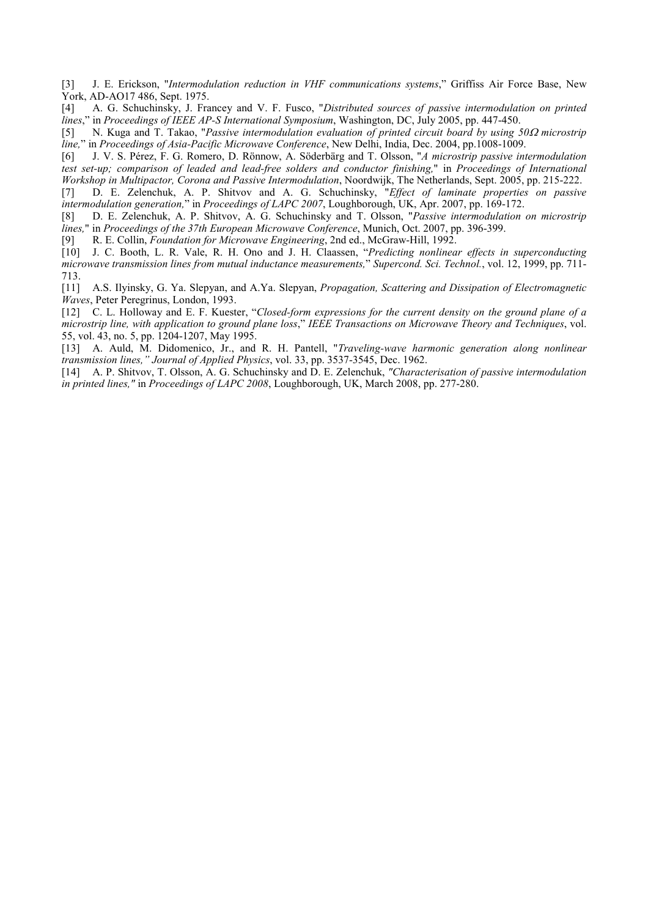[3] J. E. Erickson, "*Intermodulation reduction in VHF communications systems*," Griffiss Air Force Base, New York, AD-AO17 486, Sept. 1975.

[4] A. G. Schuchinsky, J. Francey and V. F. Fusco, "*Distributed sources of passive intermodulation on printed lines*," in *Proceedings of IEEE AP-S International Symposium*, Washington, DC, July 2005, pp. 447-450.

[5] N. Kuga and T. Takao, "*Passive intermodulation evaluation of printed circuit board by using 50Ω microstrip line,*" in *Proceedings of Asia-Pacific Microwave Conference*, New Delhi, India, Dec. 2004, pp.1008-1009.

[6] J. V. S. Pérez, F. G. Romero, D. Rönnow, A. Söderbärg and T. Olsson, "*A microstrip passive intermodulation test set-up; comparison of leaded and lead-free solders and conductor finishing,*" in *Proceedings of International Workshop in Multipactor, Corona and Passive Intermodulation*, Noordwijk, The Netherlands, Sept. 2005, pp. 215-222.

[7] D. E. Zelenchuk, A. P. Shitvov and A. G. Schuchinsky, "*Effect of laminate properties on passive intermodulation generation,*" in *Proceedings of LAPC 2007*, Loughborough, UK, Apr. 2007, pp. 169-172.

[8] D. E. Zelenchuk, A. P. Shitvov, A. G. Schuchinsky and T. Olsson, "*Passive intermodulation on microstrip lines,*" in *Proceedings of the 37th European Microwave Conference*, Munich, Oct. 2007, pp. 396-399.

[9] R. E. Collin, *Foundation for Microwave Engineering*, 2nd ed., McGraw-Hill, 1992.

[10] J. C. Booth, L. R. Vale, R. H. Ono and J. H. Claassen, "*Predicting nonlinear effects in superconducting microwave transmission lines from mutual inductance measurements,*" *Supercond. Sci. Technol.*, vol. 12, 1999, pp. 711-713.

[11] A.S. Ilyinsky, G. Ya. Slepyan, and A.Ya. Slepyan, *Propagation, Scattering and Dissipation of Electromagnetic Waves*, Peter Peregrinus, London, 1993.

[12] C. L. Holloway and E. F. Kuester, "*Closed-form expressions for the current density on the ground plane of a microstrip line, with application to ground plane loss*," *IEEE Transactions on Microwave Theory and Techniques*, vol. 55, vol. 43, no. 5, pp. 1204-1207, May 1995.

[13] A. Auld, M. Didomenico, Jr., and R. H. Pantell, "*Traveling-wave harmonic generation along nonlinear transmission lines,*" *Journal of Applied Physics*, vol. 33, pp. 3537-3545, Dec. 1962.

[14] A. P. Shitvov, T. Olsson, A. G. Schuchinsky and D. E. Zelenchuk, *"Characterisation of passive intermodulation in printed lines,"* in *Proceedings of LAPC 2008*, Loughborough, UK, March 2008, pp. 277-280.